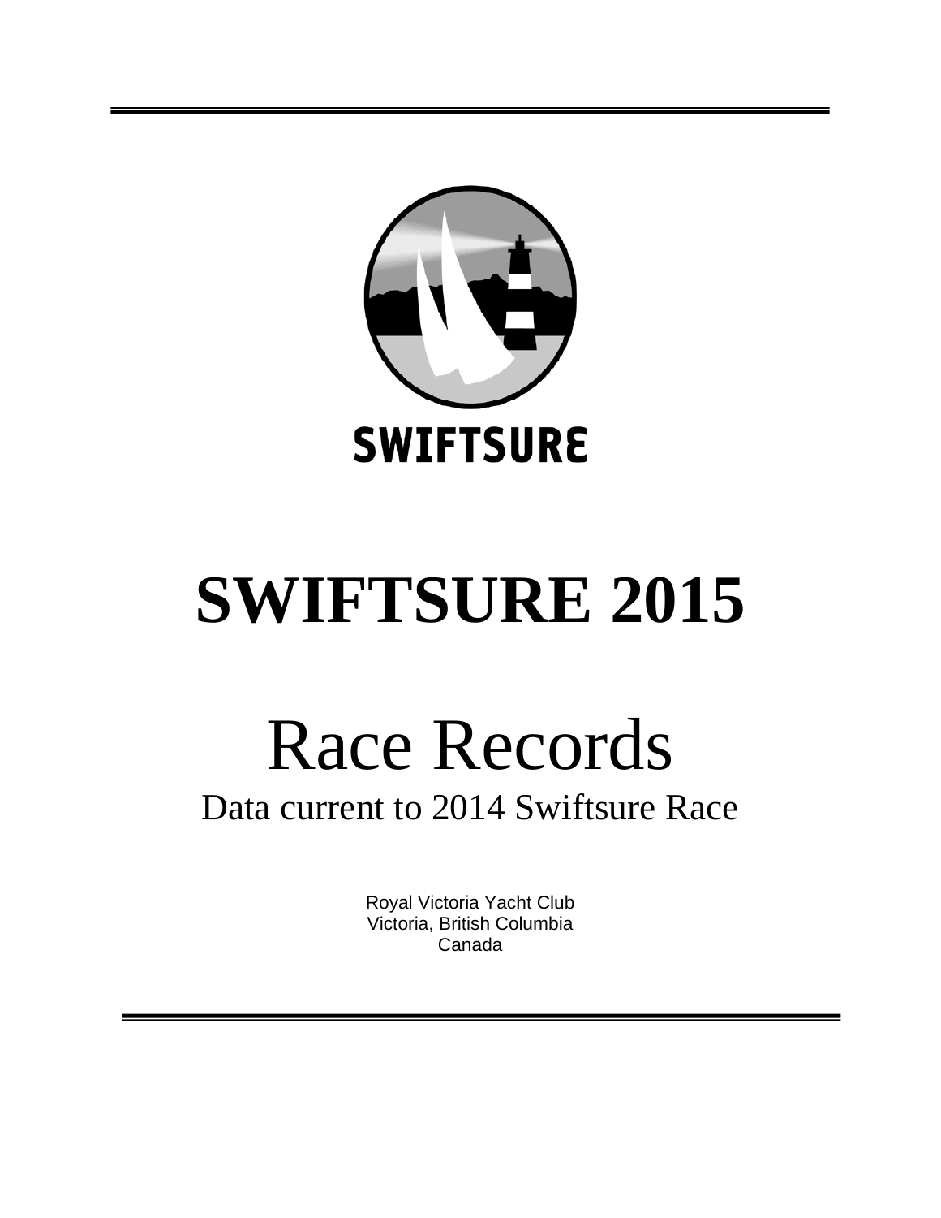SWIFTSURE

# SWIFTSURE 2015

# Race Records

Data current to 2014 Swiftsure Race

Royal Victoria Yacht Club
Victoria, British Columbia
Canada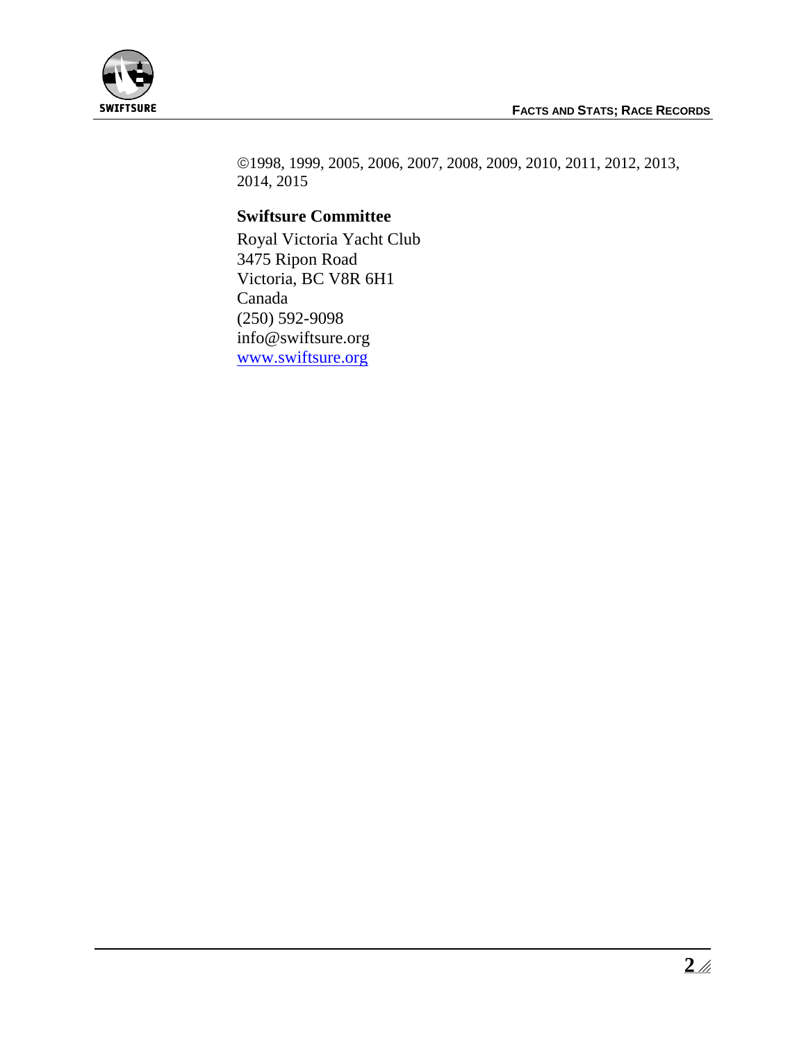©1998, 1999, 2005, 2006, 2007, 2008, 2009, 2010, 2011, 2012, 2013, 2014, 2015

**Swiftsure Committee**

Royal Victoria Yacht Club
3475 Ripon Road
Victoria, BC V8R 6H1
Canada
(250) 592-9098
info@swiftsure.org
[www.swiftsure.org](http://www.swiftsure.org)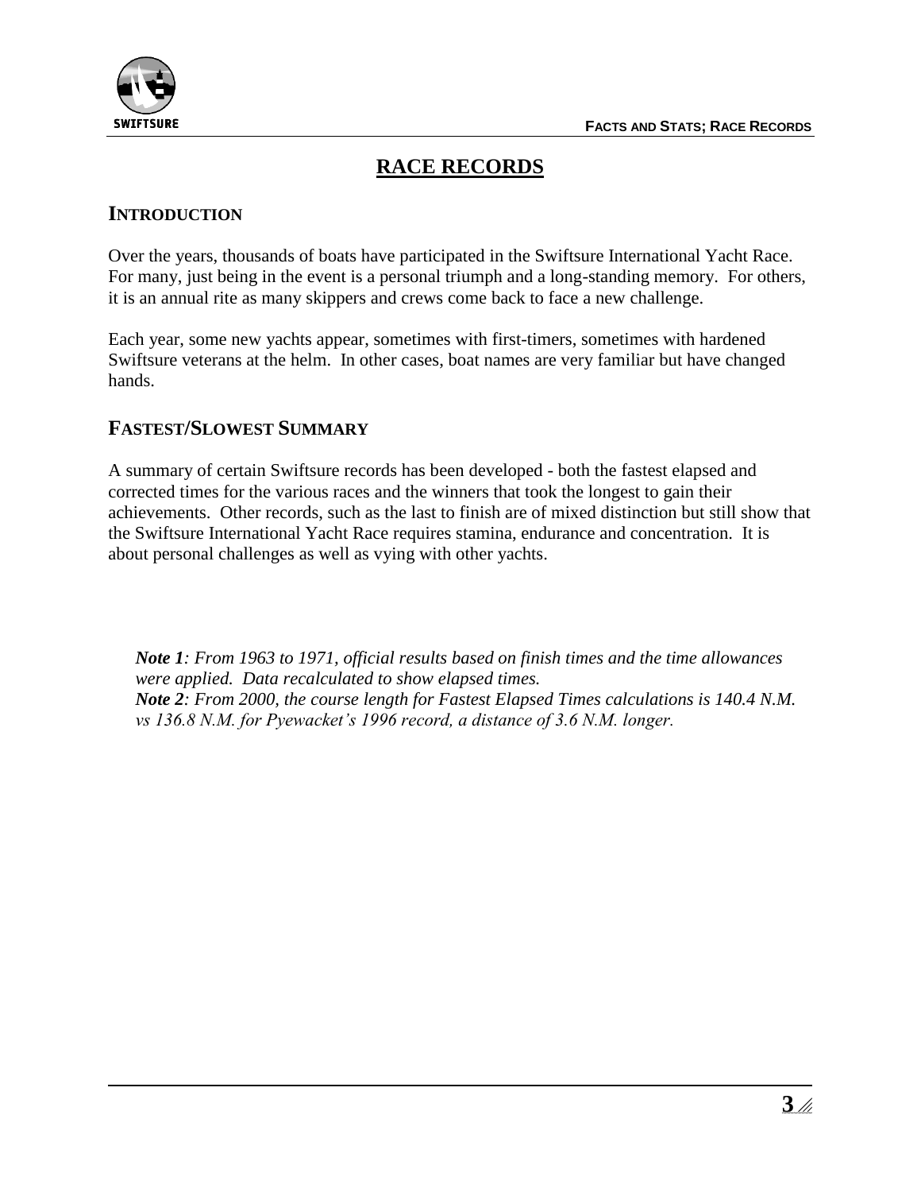# RACE RECORDS

## INTRODUCTION

Over the years, thousands of boats have participated in the Swiftsure International Yacht Race. For many, just being in the event is a personal triumph and a long-standing memory. For others, it is an annual rite as many skippers and crews come back to face a new challenge.

Each year, some new yachts appear, sometimes with first-timers, sometimes with hardened Swiftsure veterans at the helm. In other cases, boat names are very familiar but have changed hands.

## FASTEST/SLOWEST SUMMARY

A summary of certain Swiftsure records has been developed - both the fastest elapsed and corrected times for the various races and the winners that took the longest to gain their achievements. Other records, such as the last to finish are of mixed distinction but still show that the Swiftsure International Yacht Race requires stamina, endurance and concentration. It is about personal challenges as well as vying with other yachts.

***Note 1****: From 1963 to 1971, official results based on finish times and the time allowances were applied. Data recalculated to show elapsed times.*
***Note 2****: From 2000, the course length for Fastest Elapsed Times calculations is 140.4 N.M. vs 136.8 N.M. for Pyewacket's 1996 record, a distance of 3.6 N.M. longer.*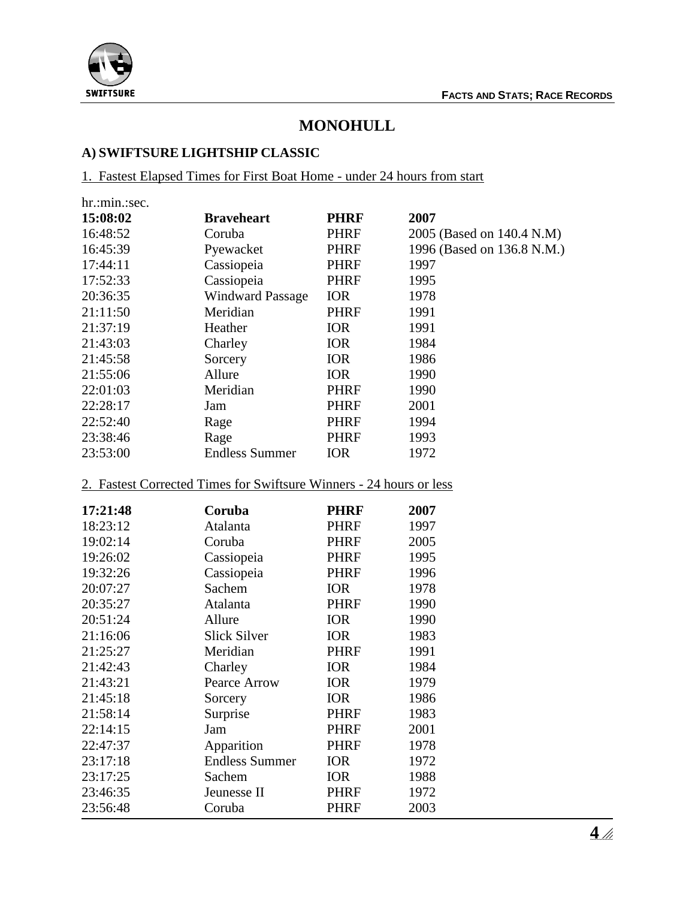# MONOHULL

## A) SWIFTSURE LIGHTSHIP CLASSIC

### 1. Fastest Elapsed Times for First Boat Home - under 24 hours from start

| hr.:min.:sec. | | | |
|---|---|---|---|
| **15:08:02** | **Braveheart** | **PHRF** | **2007** |
| 16:48:52 | Coruba | PHRF | 2005 (Based on 140.4 N.M) |
| 16:45:39 | Pyewacket | PHRF | 1996 (Based on 136.8 N.M.) |
| 17:44:11 | Cassiopeia | PHRF | 1997 |
| 17:52:33 | Cassiopeia | PHRF | 1995 |
| 20:36:35 | Windward Passage | IOR | 1978 |
| 21:11:50 | Meridian | PHRF | 1991 |
| 21:37:19 | Heather | IOR | 1991 |
| 21:43:03 | Charley | IOR | 1984 |
| 21:45:58 | Sorcery | IOR | 1986 |
| 21:55:06 | Allure | IOR | 1990 |
| 22:01:03 | Meridian | PHRF | 1990 |
| 22:28:17 | Jam | PHRF | 2001 |
| 22:52:40 | Rage | PHRF | 1994 |
| 23:38:46 | Rage | PHRF | 1993 |
| 23:53:00 | Endless Summer | IOR | 1972 |

### 2. Fastest Corrected Times for Swiftsure Winners - 24 hours or less

| | | | |
|---|---|---|---|
| **17:21:48** | **Coruba** | **PHRF** | **2007** |
| 18:23:12 | Atalanta | PHRF | 1997 |
| 19:02:14 | Coruba | PHRF | 2005 |
| 19:26:02 | Cassiopeia | PHRF | 1995 |
| 19:32:26 | Cassiopeia | PHRF | 1996 |
| 20:07:27 | Sachem | IOR | 1978 |
| 20:35:27 | Atalanta | PHRF | 1990 |
| 20:51:24 | Allure | IOR | 1990 |
| 21:16:06 | Slick Silver | IOR | 1983 |
| 21:25:27 | Meridian | PHRF | 1991 |
| 21:42:43 | Charley | IOR | 1984 |
| 21:43:21 | Pearce Arrow | IOR | 1979 |
| 21:45:18 | Sorcery | IOR | 1986 |
| 21:58:14 | Surprise | PHRF | 1983 |
| 22:14:15 | Jam | PHRF | 2001 |
| 22:47:37 | Apparition | PHRF | 1978 |
| 23:17:18 | Endless Summer | IOR | 1972 |
| 23:17:25 | Sachem | IOR | 1988 |
| 23:46:35 | Jeunesse II | PHRF | 1972 |
| 23:56:48 | Coruba | PHRF | 2003 |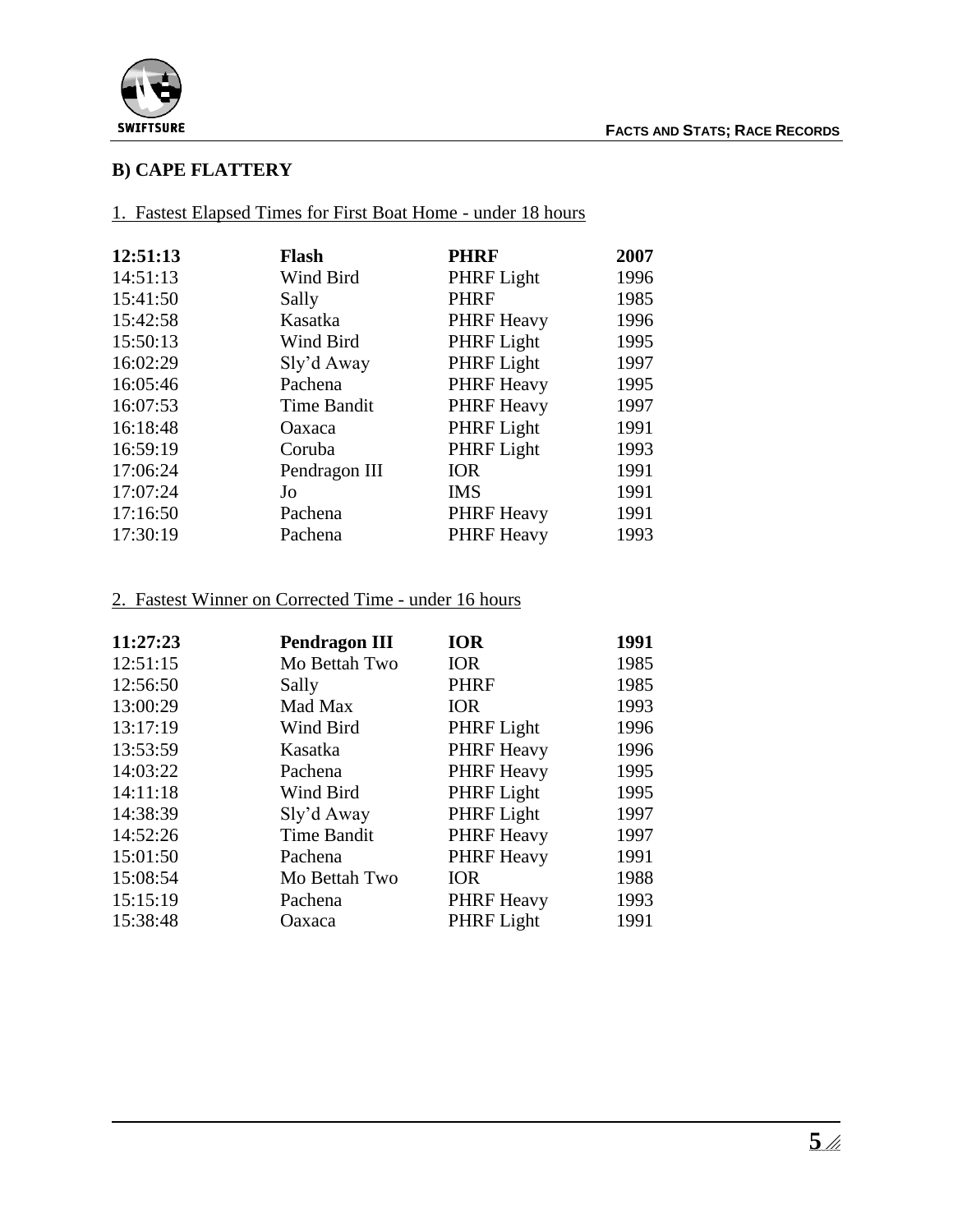## B) CAPE FLATTERY

### 1. Fastest Elapsed Times for First Boat Home - under 18 hours

| | | | |
|---|---|---|---|
| **12:51:13** | **Flash** | **PHRF** | **2007** |
| 14:51:13 | Wind Bird | PHRF Light | 1996 |
| 15:41:50 | Sally | PHRF | 1985 |
| 15:42:58 | Kasatka | PHRF Heavy | 1996 |
| 15:50:13 | Wind Bird | PHRF Light | 1995 |
| 16:02:29 | Sly'd Away | PHRF Light | 1997 |
| 16:05:46 | Pachena | PHRF Heavy | 1995 |
| 16:07:53 | Time Bandit | PHRF Heavy | 1997 |
| 16:18:48 | Oaxaca | PHRF Light | 1991 |
| 16:59:19 | Coruba | PHRF Light | 1993 |
| 17:06:24 | Pendragon III | IOR | 1991 |
| 17:07:24 | Jo | IMS | 1991 |
| 17:16:50 | Pachena | PHRF Heavy | 1991 |
| 17:30:19 | Pachena | PHRF Heavy | 1993 |

### 2. Fastest Winner on Corrected Time - under 16 hours

| | | | |
|---|---|---|---|
| **11:27:23** | **Pendragon III** | **IOR** | **1991** |
| 12:51:15 | Mo Bettah Two | IOR | 1985 |
| 12:56:50 | Sally | PHRF | 1985 |
| 13:00:29 | Mad Max | IOR | 1993 |
| 13:17:19 | Wind Bird | PHRF Light | 1996 |
| 13:53:59 | Kasatka | PHRF Heavy | 1996 |
| 14:03:22 | Pachena | PHRF Heavy | 1995 |
| 14:11:18 | Wind Bird | PHRF Light | 1995 |
| 14:38:39 | Sly'd Away | PHRF Light | 1997 |
| 14:52:26 | Time Bandit | PHRF Heavy | 1997 |
| 15:01:50 | Pachena | PHRF Heavy | 1991 |
| 15:08:54 | Mo Bettah Two | IOR | 1988 |
| 15:15:19 | Pachena | PHRF Heavy | 1993 |
| 15:38:48 | Oaxaca | PHRF Light | 1991 |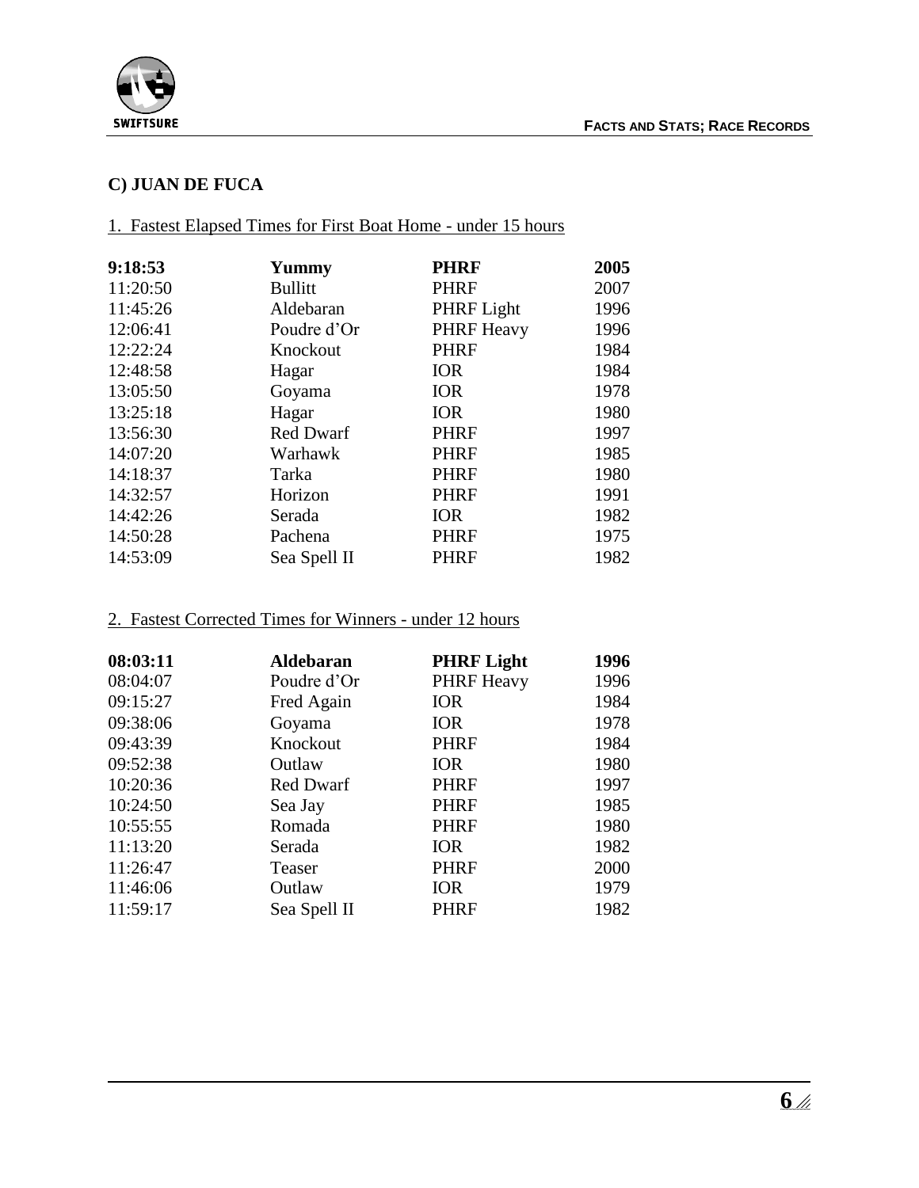## C) JUAN DE FUCA

### 1. Fastest Elapsed Times for First Boat Home - under 15 hours

| **9:18:53** | **Yummy** | **PHRF** | **2005** |
|---|---|---|---|
| 11:20:50 | Bullitt | PHRF | 2007 |
| 11:45:26 | Aldebaran | PHRF Light | 1996 |
| 12:06:41 | Poudre d'Or | PHRF Heavy | 1996 |
| 12:22:24 | Knockout | PHRF | 1984 |
| 12:48:58 | Hagar | IOR | 1984 |
| 13:05:50 | Goyama | IOR | 1978 |
| 13:25:18 | Hagar | IOR | 1980 |
| 13:56:30 | Red Dwarf | PHRF | 1997 |
| 14:07:20 | Warhawk | PHRF | 1985 |
| 14:18:37 | Tarka | PHRF | 1980 |
| 14:32:57 | Horizon | PHRF | 1991 |
| 14:42:26 | Serada | IOR | 1982 |
| 14:50:28 | Pachena | PHRF | 1975 |
| 14:53:09 | Sea Spell II | PHRF | 1982 |

### 2. Fastest Corrected Times for Winners - under 12 hours

| **08:03:11** | **Aldebaran** | **PHRF Light** | **1996** |
|---|---|---|---|
| 08:04:07 | Poudre d'Or | PHRF Heavy | 1996 |
| 09:15:27 | Fred Again | IOR | 1984 |
| 09:38:06 | Goyama | IOR | 1978 |
| 09:43:39 | Knockout | PHRF | 1984 |
| 09:52:38 | Outlaw | IOR | 1980 |
| 10:20:36 | Red Dwarf | PHRF | 1997 |
| 10:24:50 | Sea Jay | PHRF | 1985 |
| 10:55:55 | Romada | PHRF | 1980 |
| 11:13:20 | Serada | IOR | 1982 |
| 11:26:47 | Teaser | PHRF | 2000 |
| 11:46:06 | Outlaw | IOR | 1979 |
| 11:59:17 | Sea Spell II | PHRF | 1982 |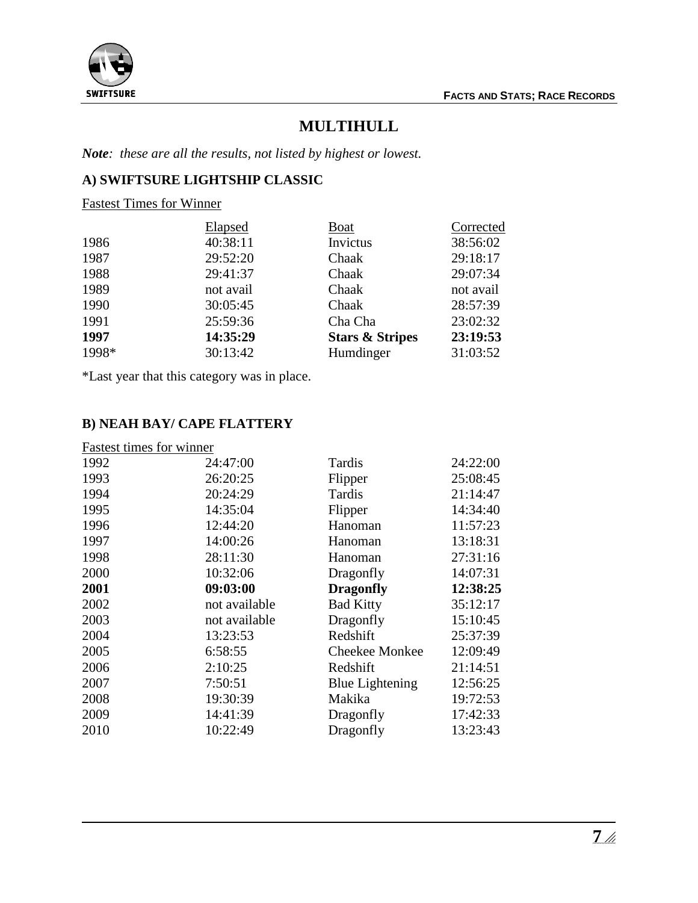# MULTIHULL

***Note**: these are all the results, not listed by highest or lowest.*

## A) SWIFTSURE LIGHTSHIP CLASSIC

Fastest Times for Winner

| | Elapsed | Boat | Corrected |
|---|---|---|---|
| 1986 | 40:38:11 | Invictus | 38:56:02 |
| 1987 | 29:52:20 | Chaak | 29:18:17 |
| 1988 | 29:41:37 | Chaak | 29:07:34 |
| 1989 | not avail | Chaak | not avail |
| 1990 | 30:05:45 | Chaak | 28:57:39 |
| 1991 | 25:59:36 | Cha Cha | 23:02:32 |
| **1997** | **14:35:29** | **Stars & Stripes** | **23:19:53** |
| 1998* | 30:13:42 | Humdinger | 31:03:52 |

*Last year that this category was in place.

## B) NEAH BAY/ CAPE FLATTERY

Fastest times for winner

| | | | |
|---|---|---|---|
| 1992 | 24:47:00 | Tardis | 24:22:00 |
| 1993 | 26:20:25 | Flipper | 25:08:45 |
| 1994 | 20:24:29 | Tardis | 21:14:47 |
| 1995 | 14:35:04 | Flipper | 14:34:40 |
| 1996 | 12:44:20 | Hanoman | 11:57:23 |
| 1997 | 14:00:26 | Hanoman | 13:18:31 |
| 1998 | 28:11:30 | Hanoman | 27:31:16 |
| 2000 | 10:32:06 | Dragonfly | 14:07:31 |
| **2001** | **09:03:00** | **Dragonfly** | **12:38:25** |
| 2002 | not available | Bad Kitty | 35:12:17 |
| 2003 | not available | Dragonfly | 15:10:45 |
| 2004 | 13:23:53 | Redshift | 25:37:39 |
| 2005 | 6:58:55 | Cheekee Monkee | 12:09:49 |
| 2006 | 2:10:25 | Redshift | 21:14:51 |
| 2007 | 7:50:51 | Blue Lightening | 12:56:25 |
| 2008 | 19:30:39 | Makika | 19:72:53 |
| 2009 | 14:41:39 | Dragonfly | 17:42:33 |
| 2010 | 10:22:49 | Dragonfly | 13:23:43 |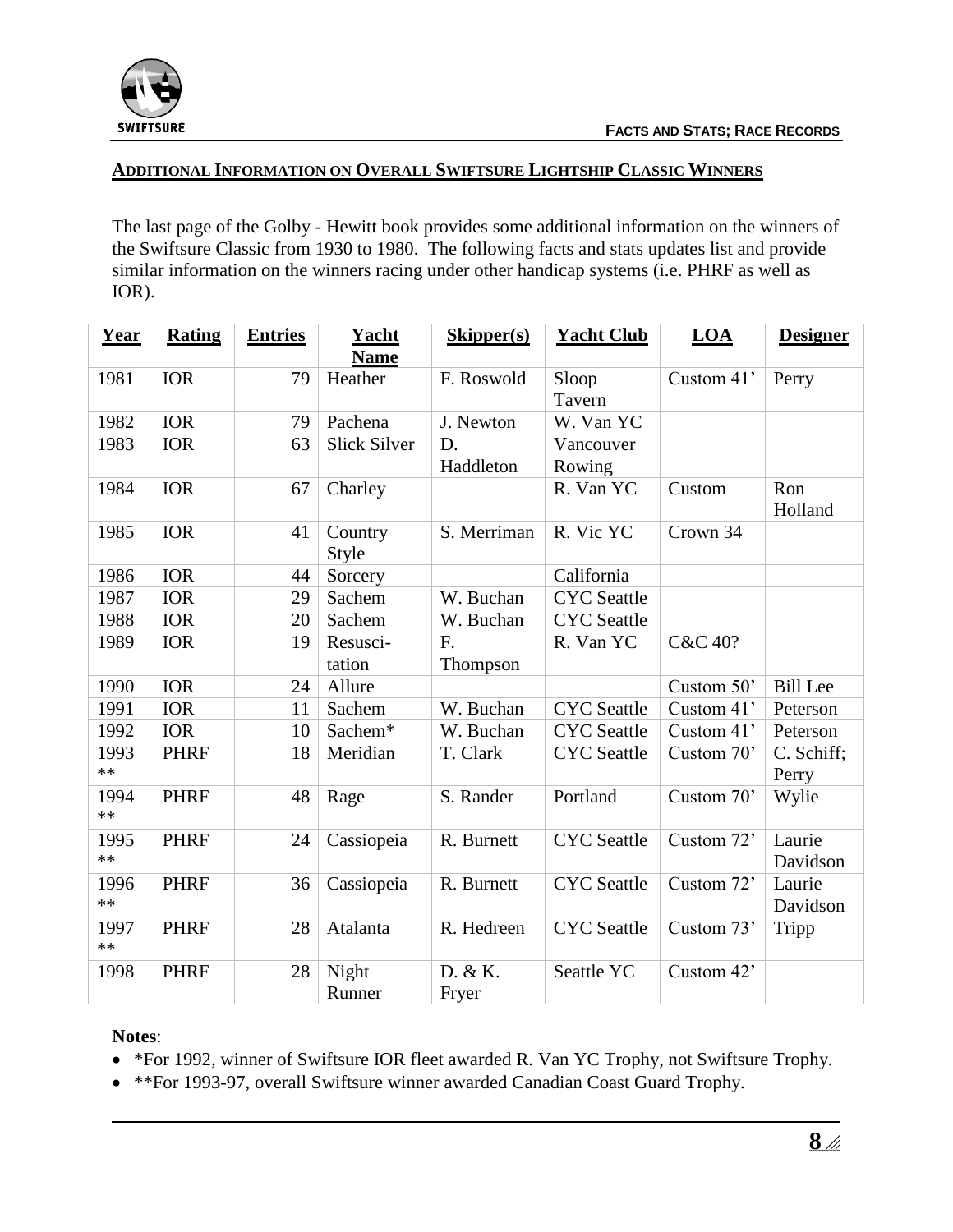## ADDITIONAL INFORMATION ON OVERALL SWIFTSURE LIGHTSHIP CLASSIC WINNERS

The last page of the Golby - Hewitt book provides some additional information on the winners of the Swiftsure Classic from 1930 to 1980. The following facts and stats updates list and provide similar information on the winners racing under other handicap systems (i.e. PHRF as well as IOR).

| Year | Rating | Entries | Yacht Name | Skipper(s) | Yacht Club | LOA | Designer |
|---|---|---|---|---|---|---|---|
| 1981 | IOR | 79 | Heather | F. Roswold | Sloop Tavern | Custom 41' | Perry |
| 1982 | IOR | 79 | Pachena | J. Newton | W. Van YC | | |
| 1983 | IOR | 63 | Slick Silver | D. Haddleton | Vancouver Rowing | | |
| 1984 | IOR | 67 | Charley | | R. Van YC | Custom | Ron Holland |
| 1985 | IOR | 41 | Country Style | S. Merriman | R. Vic YC | Crown 34 | |
| 1986 | IOR | 44 | Sorcery | | California | | |
| 1987 | IOR | 29 | Sachem | W. Buchan | CYC Seattle | | |
| 1988 | IOR | 20 | Sachem | W. Buchan | CYC Seattle | | |
| 1989 | IOR | 19 | Resusci-tation | F. Thompson | R. Van YC | C&C 40? | |
| 1990 | IOR | 24 | Allure | | | Custom 50' | Bill Lee |
| 1991 | IOR | 11 | Sachem | W. Buchan | CYC Seattle | Custom 41' | Peterson |
| 1992 | IOR | 10 | Sachem* | W. Buchan | CYC Seattle | Custom 41' | Peterson |
| 1993 ** | PHRF | 18 | Meridian | T. Clark | CYC Seattle | Custom 70' | C. Schiff; Perry |
| 1994 ** | PHRF | 48 | Rage | S. Rander | Portland | Custom 70' | Wylie |
| 1995 ** | PHRF | 24 | Cassiopeia | R. Burnett | CYC Seattle | Custom 72' | Laurie Davidson |
| 1996 ** | PHRF | 36 | Cassiopeia | R. Burnett | CYC Seattle | Custom 72' | Laurie Davidson |
| 1997 ** | PHRF | 28 | Atalanta | R. Hedreen | CYC Seattle | Custom 73' | Tripp |
| 1998 | PHRF | 28 | Night Runner | D. & K. Fryer | Seattle YC | Custom 42' | |

**Notes**:

- *For 1992, winner of Swiftsure IOR fleet awarded R. Van YC Trophy, not Swiftsure Trophy.
- **For 1993-97, overall Swiftsure winner awarded Canadian Coast Guard Trophy.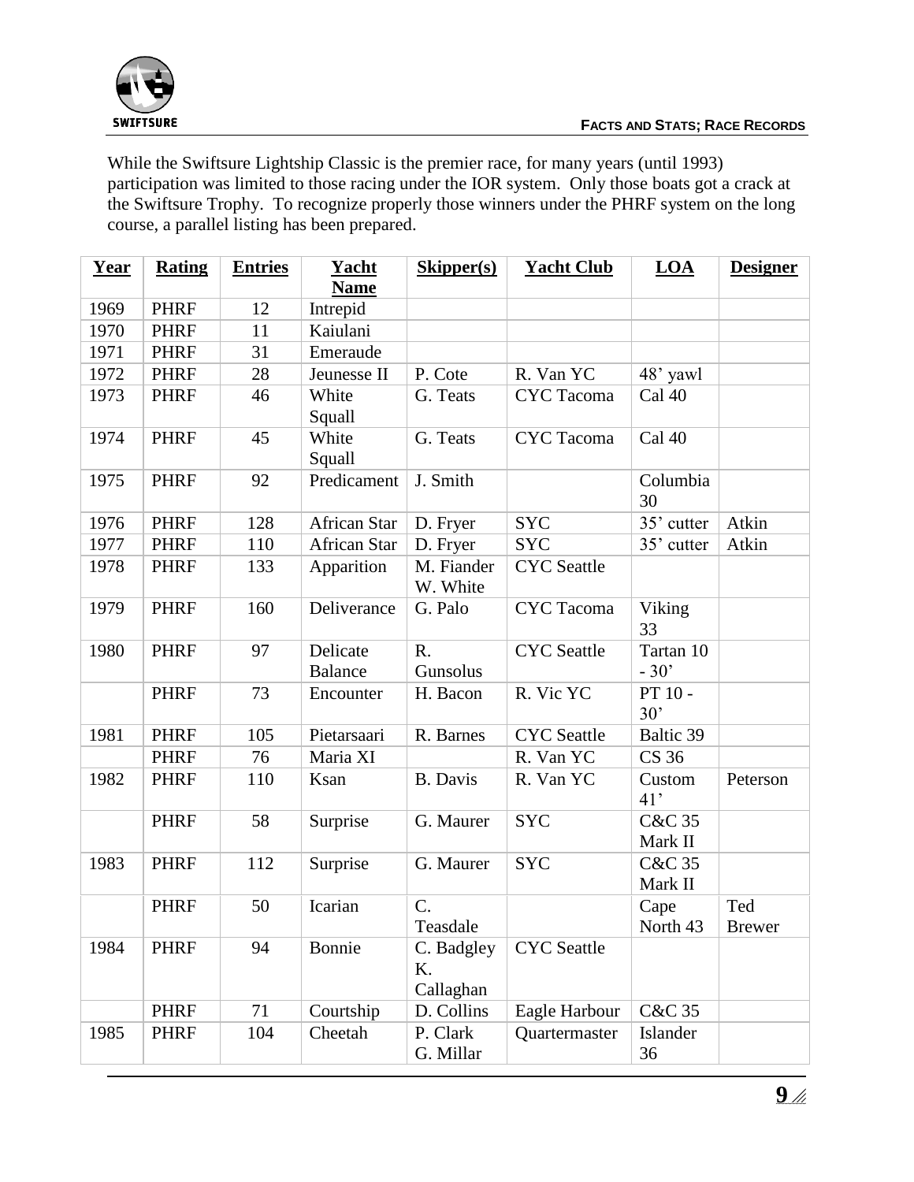While the Swiftsure Lightship Classic is the premier race, for many years (until 1993) participation was limited to those racing under the IOR system. Only those boats got a crack at the Swiftsure Trophy. To recognize properly those winners under the PHRF system on the long course, a parallel listing has been prepared.

| Year | Rating | Entries | Yacht Name | Skipper(s) | Yacht Club | LOA | Designer |
|---|---|---|---|---|---|---|---|
| 1969 | PHRF | 12 | Intrepid | | | | |
| 1970 | PHRF | 11 | Kaiulani | | | | |
| 1971 | PHRF | 31 | Emeraude | | | | |
| 1972 | PHRF | 28 | Jeunesse II | P. Cote | R. Van YC | 48' yawl | |
| 1973 | PHRF | 46 | White Squall | G. Teats | CYC Tacoma | Cal 40 | |
| 1974 | PHRF | 45 | White Squall | G. Teats | CYC Tacoma | Cal 40 | |
| 1975 | PHRF | 92 | Predicament | J. Smith | | Columbia 30 | |
| 1976 | PHRF | 128 | African Star | D. Fryer | SYC | 35' cutter | Atkin |
| 1977 | PHRF | 110 | African Star | D. Fryer | SYC | 35' cutter | Atkin |
| 1978 | PHRF | 133 | Apparition | M. Fiander W. White | CYC Seattle | | |
| 1979 | PHRF | 160 | Deliverance | G. Palo | CYC Tacoma | Viking 33 | |
| 1980 | PHRF | 97 | Delicate Balance | R. Gunsolus | CYC Seattle | Tartan 10 - 30' | |
| | PHRF | 73 | Encounter | H. Bacon | R. Vic YC | PT 10 - 30' | |
| 1981 | PHRF | 105 | Pietarsaari | R. Barnes | CYC Seattle | Baltic 39 | |
| | PHRF | 76 | Maria XI | | R. Van YC | CS 36 | |
| 1982 | PHRF | 110 | Ksan | B. Davis | R. Van YC | Custom 41' | Peterson |
| | PHRF | 58 | Surprise | G. Maurer | SYC | C&C 35 Mark II | |
| 1983 | PHRF | 112 | Surprise | G. Maurer | SYC | C&C 35 Mark II | |
| | PHRF | 50 | Icarian | C. Teasdale | | Cape North 43 | Ted Brewer |
| 1984 | PHRF | 94 | Bonnie | C. Badgley K. Callaghan | CYC Seattle | | |
| | PHRF | 71 | Courtship | D. Collins | Eagle Harbour | C&C 35 | |
| 1985 | PHRF | 104 | Cheetah | P. Clark G. Millar | Quartermaster | Islander 36 | |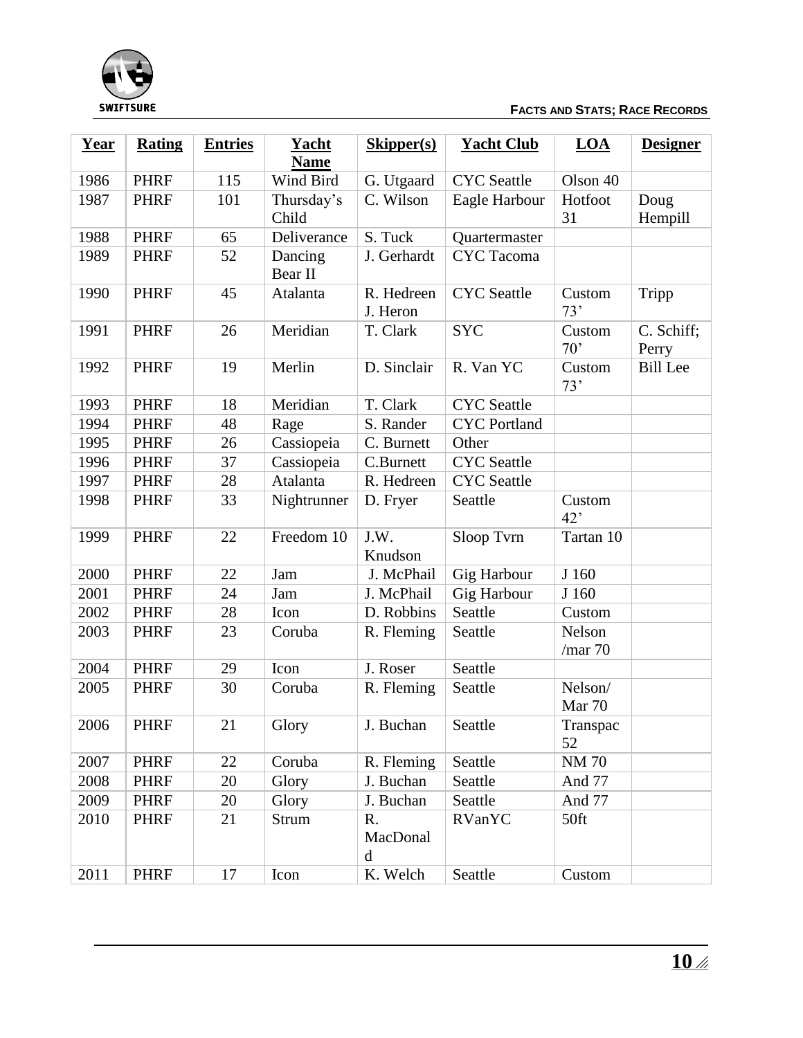| Year | Rating | Entries | Yacht Name | Skipper(s) | Yacht Club | LOA | Designer |
|---|---|---|---|---|---|---|---|
| 1986 | PHRF | 115 | Wind Bird | G. Utgaard | CYC Seattle | Olson 40 | |
| 1987 | PHRF | 101 | Thursday's Child | C. Wilson | Eagle Harbour | Hotfoot 31 | Doug Hempill |
| 1988 | PHRF | 65 | Deliverance | S. Tuck | Quartermaster | | |
| 1989 | PHRF | 52 | Dancing Bear II | J. Gerhardt | CYC Tacoma | | |
| 1990 | PHRF | 45 | Atalanta | R. Hedreen J. Heron | CYC Seattle | Custom 73' | Tripp |
| 1991 | PHRF | 26 | Meridian | T. Clark | SYC | Custom 70' | C. Schiff; Perry |
| 1992 | PHRF | 19 | Merlin | D. Sinclair | R. Van YC | Custom 73' | Bill Lee |
| 1993 | PHRF | 18 | Meridian | T. Clark | CYC Seattle | | |
| 1994 | PHRF | 48 | Rage | S. Rander | CYC Portland | | |
| 1995 | PHRF | 26 | Cassiopeia | C. Burnett | Other | | |
| 1996 | PHRF | 37 | Cassiopeia | C.Burnett | CYC Seattle | | |
| 1997 | PHRF | 28 | Atalanta | R. Hedreen | CYC Seattle | | |
| 1998 | PHRF | 33 | Nightrunner | D. Fryer | Seattle | Custom 42' | |
| 1999 | PHRF | 22 | Freedom 10 | J.W. Knudson | Sloop Tvrn | Tartan 10 | |
| 2000 | PHRF | 22 | Jam | J. McPhail | Gig Harbour | J 160 | |
| 2001 | PHRF | 24 | Jam | J. McPhail | Gig Harbour | J 160 | |
| 2002 | PHRF | 28 | Icon | D. Robbins | Seattle | Custom | |
| 2003 | PHRF | 23 | Coruba | R. Fleming | Seattle | Nelson /mar 70 | |
| 2004 | PHRF | 29 | Icon | J. Roser | Seattle | | |
| 2005 | PHRF | 30 | Coruba | R. Fleming | Seattle | Nelson/ Mar 70 | |
| 2006 | PHRF | 21 | Glory | J. Buchan | Seattle | Transpac 52 | |
| 2007 | PHRF | 22 | Coruba | R. Fleming | Seattle | NM 70 | |
| 2008 | PHRF | 20 | Glory | J. Buchan | Seattle | And 77 | |
| 2009 | PHRF | 20 | Glory | J. Buchan | Seattle | And 77 | |
| 2010 | PHRF | 21 | Strum | R. MacDonald | RVanYC | 50ft | |
| 2011 | PHRF | 17 | Icon | K. Welch | Seattle | Custom | |